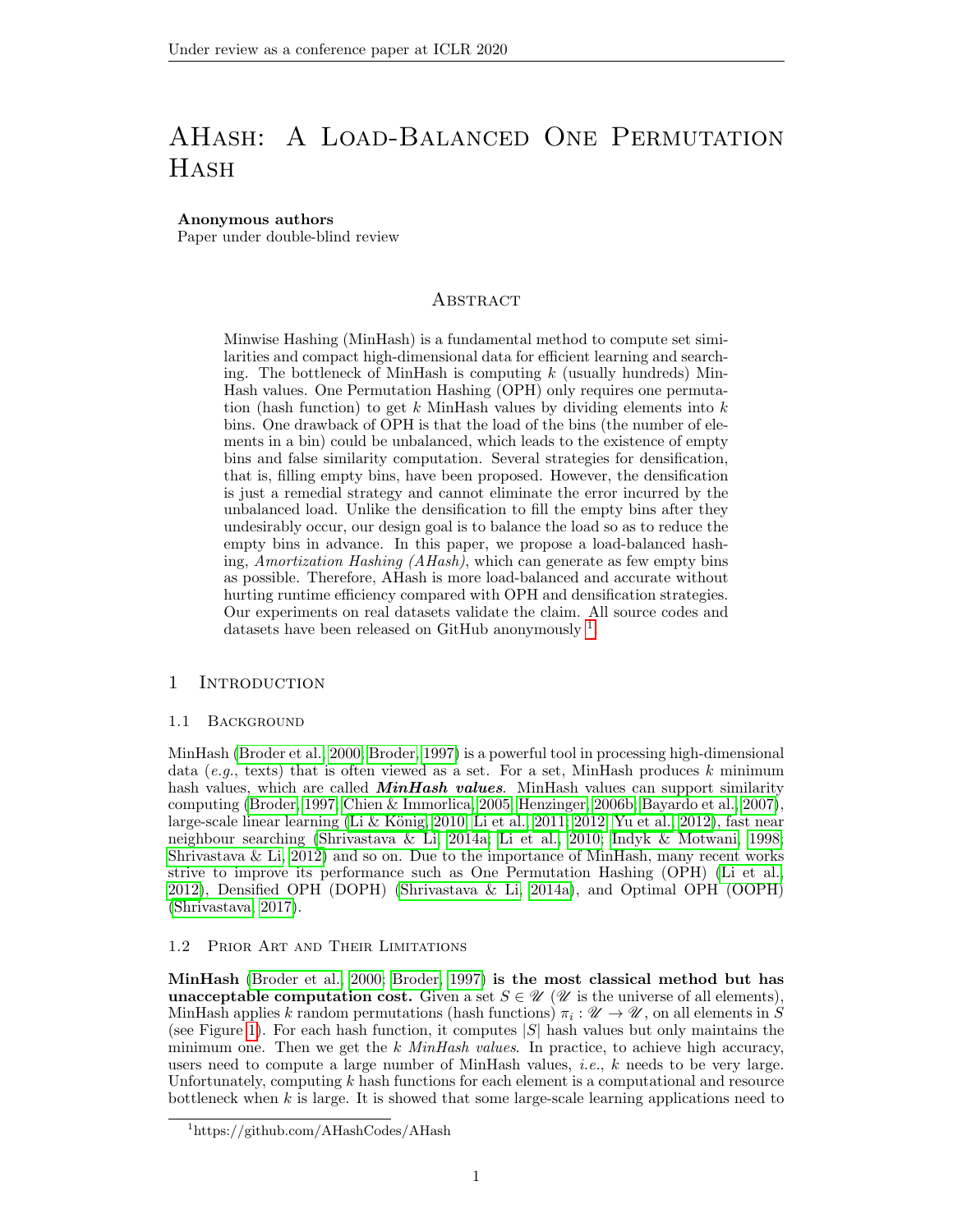# AHash: A Load-Balanced One Permutation Hash

**Anonymous authors**
Paper under double-blind review

## Abstract

Minwise Hashing (MinHash) is a fundamental method to compute set similarities and compact high-dimensional data for efficient learning and searching. The bottleneck of MinHash is computing $k$ (usually hundreds) MinHash values. One Permutation Hashing (OPH) only requires one permutation (hash function) to get $k$ MinHash values by dividing elements into $k$ bins. One drawback of OPH is that the load of the bins (the number of elements in a bin) could be unbalanced, which leads to the existence of empty bins and false similarity computation. Several strategies for densification, that is, filling empty bins, have been proposed. However, the densification is just a remedial strategy and cannot eliminate the error incurred by the unbalanced load. Unlike the densification to fill the empty bins after they undesirably occur, our design goal is to balance the load so as to reduce the empty bins in advance. In this paper, we propose a load-balanced hashing, *Amortization Hashing (AHash)*, which can generate as few empty bins as possible. Therefore, AHash is more load-balanced and accurate without hurting runtime efficiency compared with OPH and densification strategies. Our experiments on real datasets validate the claim. All source codes and datasets have been released on GitHub anonymously [1]

## 1 Introduction

### 1.1 Background

MinHash (Broder et al., 2000; Broder, 1997) is a powerful tool in processing high-dimensional data (*e.g.*, texts) that is often viewed as a set. For a set, MinHash produces $k$ minimum hash values, which are called ***MinHash values***. MinHash values can support similarity computing (Broder, 1997; Chien & Immorlica, 2005; Henzinger, 2006b; Bayardo et al., 2007), large-scale linear learning (Li & König, 2010; Li et al., 2011; 2012; Yu et al., 2012), fast near neighbour searching (Shrivastava & Li, 2014a; Li et al., 2010; Indyk & Motwani, 1998; Shrivastava & Li, 2012) and so on. Due to the importance of MinHash, many recent works strive to improve its performance such as One Permutation Hashing (OPH) (Li et al., 2012), Densified OPH (DOPH) (Shrivastava & Li, 2014a), and Optimal OPH (OOPH) (Shrivastava, 2017).

### 1.2 Prior Art and Their Limitations

**MinHash** (Broder et al., 2000; Broder, 1997) **is the most classical method but has unacceptable computation cost.** Given a set $S \in \mathscr{U}$ ($\mathscr{U}$ is the universe of all elements), MinHash applies $k$ random permutations (hash functions) $\pi_i : \mathscr{U} \to \mathscr{U}$, on all elements in $S$ (see Figure 1). For each hash function, it computes $|S|$ hash values but only maintains the minimum one. Then we get the $k$ *MinHash values*. In practice, to achieve high accuracy, users need to compute a large number of MinHash values, *i.e.*, $k$ needs to be very large. Unfortunately, computing $k$ hash functions for each element is a computational and resource bottleneck when $k$ is large. It is showed that some large-scale learning applications need to

[1] https://github.com/AHashCodes/AHash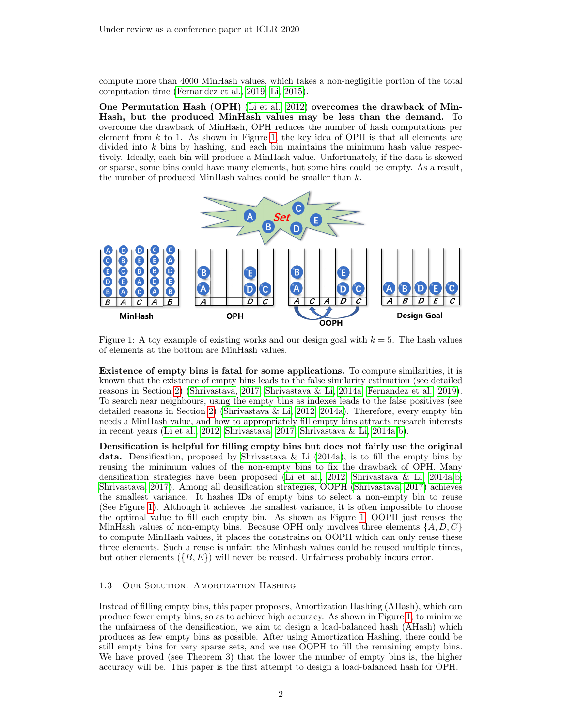compute more than 4000 MinHash values, which takes a non-negligible portion of the total computation time (Fernandez et al., 2019; Li, 2015).

**One Permutation Hash (OPH) (Li et al., 2012) overcomes the drawback of MinHash, but the produced MinHash values may be less than the demand.** To overcome the drawback of MinHash, OPH reduces the number of hash computations per element from $k$ to 1. As shown in Figure 1, the key idea of OPH is that all elements are divided into $k$ bins by hashing, and each bin maintains the minimum hash value respectively. Ideally, each bin will produce a MinHash value. Unfortunately, if the data is skewed or sparse, some bins could have many elements, but some bins could be empty. As a result, the number of produced MinHash values could be smaller than $k$.

Figure 1: A toy example of existing works and our design goal with $k = 5$. The hash values of elements at the bottom are MinHash values.

**Existence of empty bins is fatal for some applications.** To compute similarities, it is known that the existence of empty bins leads to the false similarity estimation (see detailed reasons in Section 2) (Shrivastava, 2017; Shrivastava & Li, 2014a; Fernandez et al., 2019). To search near neighbours, using the empty bins as indexes leads to the false positives (see detailed reasons in Section 2) (Shrivastava & Li, 2012; 2014a). Therefore, every empty bin needs a MinHash value, and how to appropriately fill empty bins attracts research interests in recent years (Li et al., 2012; Shrivastava, 2017; Shrivastava & Li, 2014a;b).

**Densification is helpful for filling empty bins but does not fairly use the original data.** Densification, proposed by Shrivastava & Li (2014a), is to fill the empty bins by reusing the minimum values of the non-empty bins to fix the drawback of OPH. Many densification strategies have been proposed (Li et al., 2012; Shrivastava & Li, 2014a;b; Shrivastava, 2017). Among all densification strategies, OOPH (Shrivastava, 2017) achieves the smallest variance. It hashes IDs of empty bins to select a non-empty bin to reuse (See Figure 1). Although it achieves the smallest variance, it is often impossible to choose the optimal value to fill each empty bin. As shown as Figure 1, OOPH just reuses the MinHash values of non-empty bins. Because OPH only involves three elements $\{A, D, C\}$ to compute MinHash values, it places the constrains on OOPH which can only reuse these three elements. Such a reuse is unfair: the Minhash values could be reused multiple times, but other elements ($\{B, E\}$) will never be reused. Unfairness probably incurs error.

### 1.3 Our Solution: Amortization Hashing

Instead of filling empty bins, this paper proposes, Amortization Hashing (AHash), which can produce fewer empty bins, so as to achieve high accuracy. As shown in Figure 1, to minimize the unfairness of the densification, we aim to design a load-balanced hash (AHash) which produces as few empty bins as possible. After using Amortization Hashing, there could be still empty bins for very sparse sets, and we use OOPH to fill the remaining empty bins. We have proved (see Theorem 3) that the lower the number of empty bins is, the higher accuracy will be. This paper is the first attempt to design a load-balanced hash for OPH.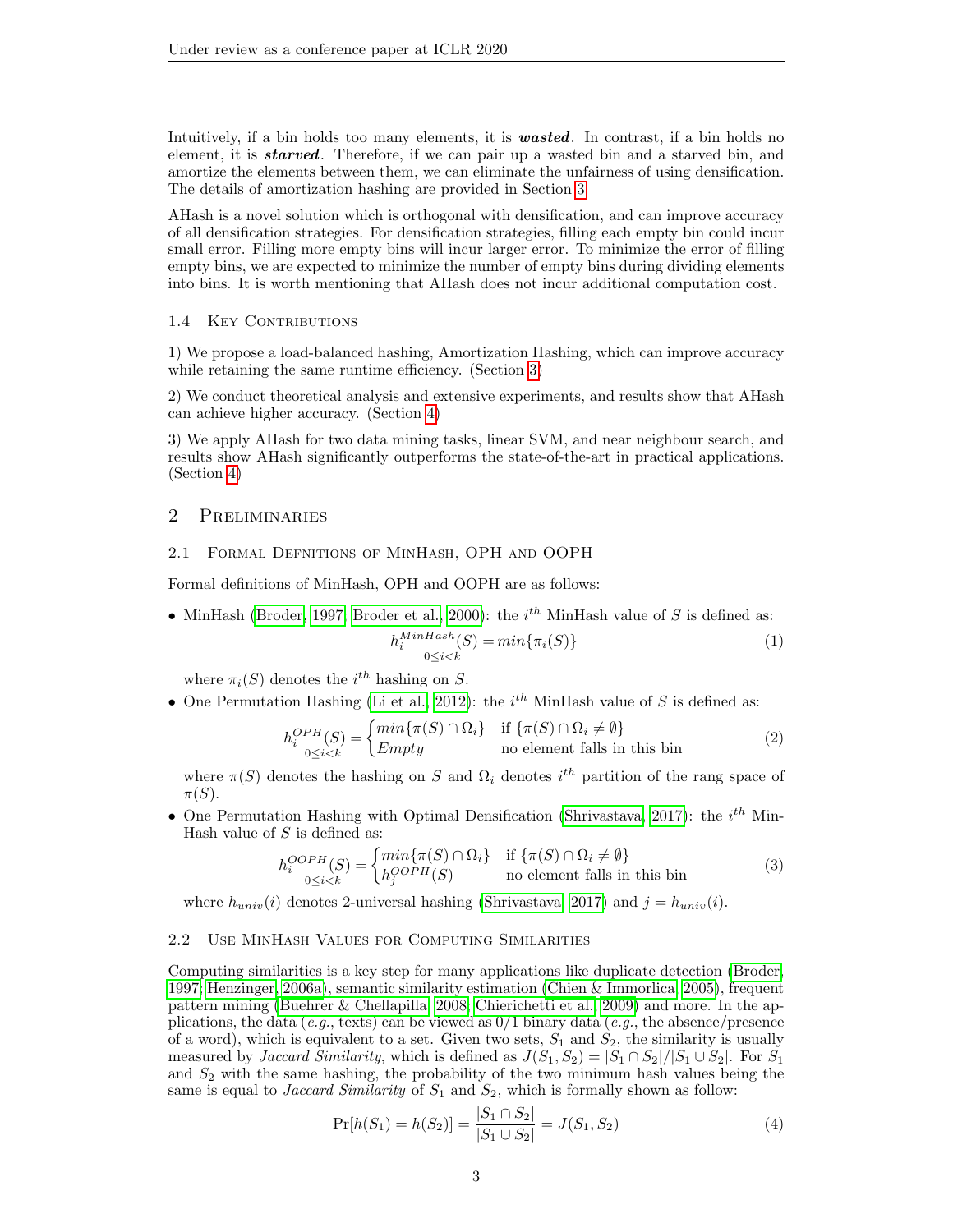Intuitively, if a bin holds too many elements, it is ***wasted***. In contrast, if a bin holds no element, it is ***starved***. Therefore, if we can pair up a wasted bin and a starved bin, and amortize the elements between them, we can eliminate the unfairness of using densification. The details of amortization hashing are provided in Section 3.

AHash is a novel solution which is orthogonal with densification, and can improve accuracy of all densification strategies. For densification strategies, filling each empty bin could incur small error. Filling more empty bins will incur larger error. To minimize the error of filling empty bins, we are expected to minimize the number of empty bins during dividing elements into bins. It is worth mentioning that AHash does not incur additional computation cost.

### 1.4 Key Contributions

1) We propose a load-balanced hashing, Amortization Hashing, which can improve accuracy while retaining the same runtime efficiency. (Section 3)

2) We conduct theoretical analysis and extensive experiments, and results show that AHash can achieve higher accuracy. (Section 4)

3) We apply AHash for two data mining tasks, linear SVM, and near neighbour search, and results show AHash significantly outperforms the state-of-the-art in practical applications. (Section 4)

## 2 Preliminaries

### 2.1 Formal Defnitions of MinHash, OPH and OOPH

Formal definitions of MinHash, OPH and OOPH are as follows:

- MinHash (Broder, 1997; Broder et al., 2000): the $i^{th}$ MinHash value of $S$ is defined as:

$$\underset{0 \leq i < k}{h_i^{MinHash}(S)} = min\{\pi_i(S)\} \tag{1}$$

  where $\pi_i(S)$ denotes the $i^{th}$ hashing on $S$.

- One Permutation Hashing (Li et al., 2012): the $i^{th}$ MinHash value of $S$ is defined as:

$$\underset{0 \leq i < k}{h_i^{OPH}(S)} = \begin{cases} min\{\pi(S) \cap \Omega_i\} & \text{if } \{\pi(S) \cap \Omega_i \neq \emptyset\} \\ Empty & \text{no element falls in this bin} \end{cases} \tag{2}$$

  where $\pi(S)$ denotes the hashing on $S$ and $\Omega_i$ denotes $i^{th}$ partition of the rang space of $\pi(S)$.

- One Permutation Hashing with Optimal Densification (Shrivastava, 2017): the $i^{th}$ MinHash value of $S$ is defined as:

$$\underset{0 \leq i < k}{h_i^{OOPH}(S)} = \begin{cases} min\{\pi(S) \cap \Omega_i\} & \text{if } \{\pi(S) \cap \Omega_i \neq \emptyset\} \\ h_j^{OOPH}(S) & \text{no element falls in this bin} \end{cases} \tag{3}$$

  where $h_{univ}(i)$ denotes 2-universal hashing (Shrivastava, 2017) and $j = h_{univ}(i)$.

### 2.2 Use MinHash Values for Computing Similarities

Computing similarities is a key step for many applications like duplicate detection (Broder, 1997; Henzinger, 2006a), semantic similarity estimation (Chien & Immorlica, 2005), frequent pattern mining (Buehrer & Chellapilla, 2008; Chierichetti et al., 2009) and more. In the applications, the data (*e.g.*, texts) can be viewed as 0/1 binary data (*e.g.*, the absence/presence of a word), which is equivalent to a set. Given two sets, $S_1$ and $S_2$, the similarity is usually measured by *Jaccard Similarity*, which is defined as $J(S_1, S_2) = |S_1 \cap S_2|/|S_1 \cup S_2|$. For $S_1$ and $S_2$ with the same hashing, the probability of the two minimum hash values being the same is equal to *Jaccard Similarity* of $S_1$ and $S_2$, which is formally shown as follow:

$$\Pr[h(S_1) = h(S_2)] = \frac{|S_1 \cap S_2|}{|S_1 \cup S_2|} = J(S_1, S_2) \tag{4}$$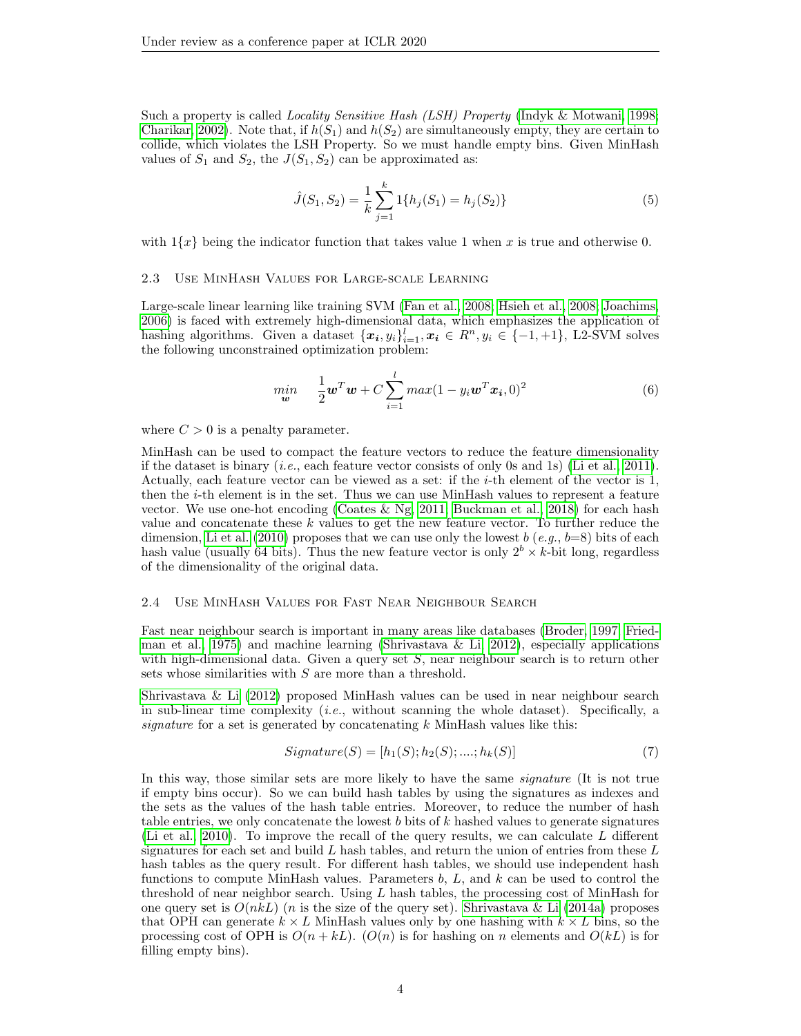Such a property is called *Locality Sensitive Hash (LSH) Property* (Indyk & Motwani, 1998; Charikar, 2002). Note that, if $h(S_1)$ and $h(S_2)$ are simultaneously empty, they are certain to collide, which violates the LSH Property. So we must handle empty bins. Given MinHash values of $S_1$ and $S_2$, the $J(S_1, S_2)$ can be approximated as:

$$\hat{J}(S_1, S_2) = \frac{1}{k} \sum_{j=1}^{k} 1\{h_j(S_1) = h_j(S_2)\} \tag{5}$$

with $1\{x\}$ being the indicator function that takes value 1 when $x$ is true and otherwise 0.

### 2.3 Use MinHash Values for Large-scale Learning

Large-scale linear learning like training SVM (Fan et al., 2008; Hsieh et al., 2008; Joachims, 2006) is faced with extremely high-dimensional data, which emphasizes the application of hashing algorithms. Given a dataset $\{\boldsymbol{x_i}, y_i\}_{i=1}^{l}, \boldsymbol{x_i} \in R^n, y_i \in \{-1, +1\}$, L2-SVM solves the following unconstrained optimization problem:

$$\min_{\boldsymbol{w}} \quad \frac{1}{2}\boldsymbol{w}^T\boldsymbol{w} + C\sum_{i=1}^{l} max(1 - y_i\boldsymbol{w}^T\boldsymbol{x_i}, 0)^2 \tag{6}$$

where $C > 0$ is a penalty parameter.

MinHash can be used to compact the feature vectors to reduce the feature dimensionality if the dataset is binary (*i.e.*, each feature vector consists of only 0s and 1s) (Li et al., 2011). Actually, each feature vector can be viewed as a set: if the $i$-th element of the vector is 1, then the $i$-th element is in the set. Thus we can use MinHash values to represent a feature vector. We use one-hot encoding (Coates & Ng, 2011; Buckman et al., 2018) for each hash value and concatenate these $k$ values to get the new feature vector. To further reduce the dimension, Li et al. (2010) proposes that we can use only the lowest $b$ (*e.g.*, $b$=8) bits of each hash value (usually 64 bits). Thus the new feature vector is only $2^b \times k$-bit long, regardless of the dimensionality of the original data.

### 2.4 Use MinHash Values for Fast Near Neighbour Search

Fast near neighbour search is important in many areas like databases (Broder, 1997; Friedman et al., 1975) and machine learning (Shrivastava & Li, 2012), especially applications with high-dimensional data. Given a query set $S$, near neighbour search is to return other sets whose similarities with $S$ are more than a threshold.

Shrivastava & Li (2012) proposed MinHash values can be used in near neighbour search in sub-linear time complexity (*i.e.*, without scanning the whole dataset). Specifically, a *signature* for a set is generated by concatenating $k$ MinHash values like this:

$$Signature(S) = [h_1(S); h_2(S); ....; h_k(S)] \tag{7}$$

In this way, those similar sets are more likely to have the same *signature* (It is not true if empty bins occur). So we can build hash tables by using the signatures as indexes and the sets as the values of the hash table entries. Moreover, to reduce the number of hash table entries, we only concatenate the lowest $b$ bits of $k$ hashed values to generate signatures (Li et al., 2010). To improve the recall of the query results, we can calculate $L$ different signatures for each set and build $L$ hash tables, and return the union of entries from these $L$ hash tables as the query result. For different hash tables, we should use independent hash functions to compute MinHash values. Parameters $b$, $L$, and $k$ can be used to control the threshold of near neighbor search. Using $L$ hash tables, the processing cost of MinHash for one query set is $O(nkL)$ ($n$ is the size of the query set). Shrivastava & Li (2014a) proposes that OPH can generate $k \times L$ MinHash values only by one hashing with $k \times L$ bins, so the processing cost of OPH is $O(n + kL)$. ($O(n)$ is for hashing on $n$ elements and $O(kL)$ is for filling empty bins).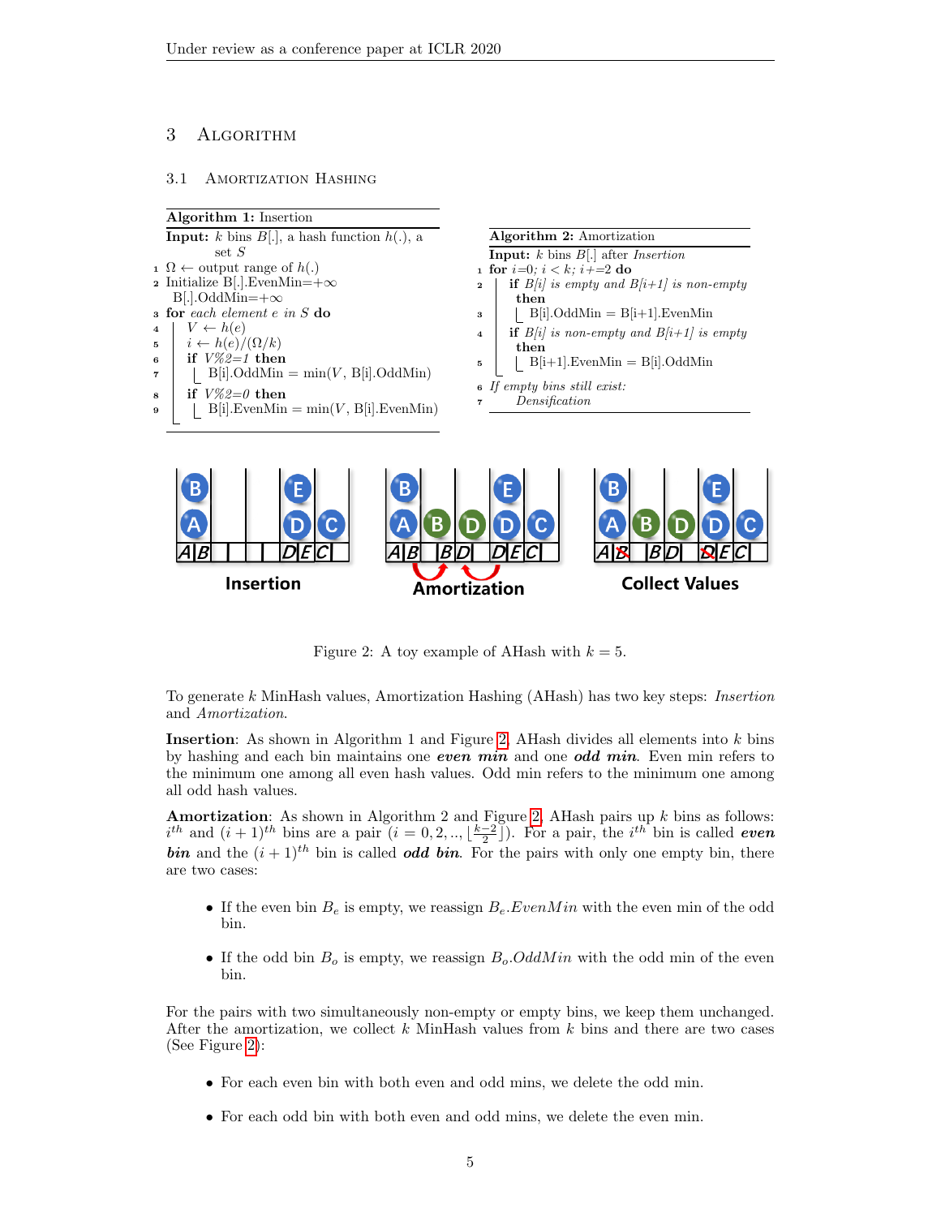## 3 Algorithm

### 3.1 Amortization Hashing

**Algorithm 1:** Insertion

```
Input: k bins B[.], a hash function h(.), a
       set S
1  Ω ← output range of h(.)
2  Initialize B[.].EvenMin=+∞
     B[.].OddMin=+∞
3  for each element e in S do
4      V ← h(e)
5      i ← h(e)/(Ω/k)
6      if V%2=1 then
7          B[i].OddMin = min(V, B[i].OddMin)
8      if V%2=0 then
9          B[i].EvenMin = min(V, B[i].EvenMin)
```

**Algorithm 2:** Amortization

```
Input: k bins B[.] after Insertion
1  for i=0; i < k; i+=2 do
2      if B[i] is empty and B[i+1] is non-empty
        then
3          B[i].OddMin = B[i+1].EvenMin
4      if B[i] is non-empty and B[i+1] is empty
        then
5          B[i+1].EvenMin = B[i].OddMin
6  If empty bins still exist:
7      Densification
```

Figure 2: A toy example of AHash with $k = 5$.

To generate $k$ MinHash values, Amortization Hashing (AHash) has two key steps: *Insertion* and *Amortization*.

**Insertion**: As shown in Algorithm 1 and Figure 2, AHash divides all elements into $k$ bins by hashing and each bin maintains one ***even min*** and one ***odd min***. Even min refers to the minimum one among all even hash values. Odd min refers to the minimum one among all odd hash values.

**Amortization**: As shown in Algorithm 2 and Figure 2, AHash pairs up $k$ bins as follows: $i^{th}$ and $(i+1)^{th}$ bins are a pair $(i = 0, 2, .., \lfloor \frac{k-2}{2} \rfloor)$. For a pair, the $i^{th}$ bin is called ***even bin*** and the $(i+1)^{th}$ bin is called ***odd bin***. For the pairs with only one empty bin, there are two cases:

- If the even bin $B_e$ is empty, we reassign $B_e.EvenMin$ with the even min of the odd bin.
- If the odd bin $B_o$ is empty, we reassign $B_o.OddMin$ with the odd min of the even bin.

For the pairs with two simultaneously non-empty or empty bins, we keep them unchanged. After the amortization, we collect $k$ MinHash values from $k$ bins and there are two cases (See Figure 2):

- For each even bin with both even and odd mins, we delete the odd min.
- For each odd bin with both even and odd mins, we delete the even min.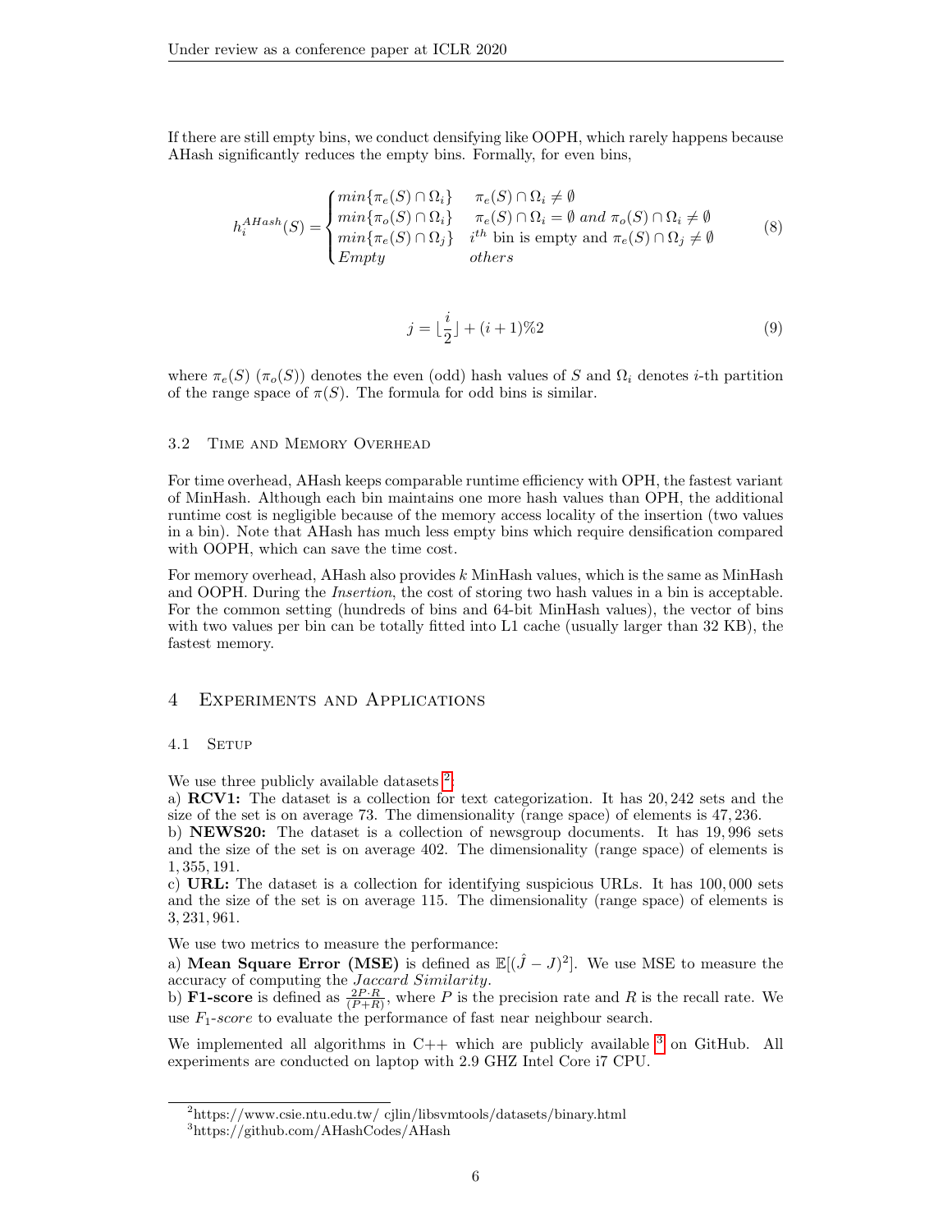If there are still empty bins, we conduct densifying like OOPH, which rarely happens because AHash significantly reduces the empty bins. Formally, for even bins,

$$h_i^{AHash}(S) = \begin{cases} min\{\pi_e(S) \cap \Omega_i\} & \pi_e(S) \cap \Omega_i \neq \emptyset \\ min\{\pi_o(S) \cap \Omega_i\} & \pi_e(S) \cap \Omega_i = \emptyset \text{ } and \text{ } \pi_o(S) \cap \Omega_i \neq \emptyset \\ min\{\pi_e(S) \cap \Omega_j\} & i^{th} \text{ bin is empty and } \pi_e(S) \cap \Omega_j \neq \emptyset \\ Empty & others \end{cases} \tag{8}$$

$$j = \lfloor \frac{i}{2} \rfloor + (i+1)\%2 \tag{9}$$

where $\pi_e(S)$ ($\pi_o(S)$) denotes the even (odd) hash values of $S$ and $\Omega_i$ denotes $i$-th partition of the range space of $\pi(S)$. The formula for odd bins is similar.

### 3.2 Time and Memory Overhead

For time overhead, AHash keeps comparable runtime efficiency with OPH, the fastest variant of MinHash. Although each bin maintains one more hash values than OPH, the additional runtime cost is negligible because of the memory access locality of the insertion (two values in a bin). Note that AHash has much less empty bins which require densification compared with OOPH, which can save the time cost.

For memory overhead, AHash also provides $k$ MinHash values, which is the same as MinHash and OOPH. During the *Insertion*, the cost of storing two hash values in a bin is acceptable. For the common setting (hundreds of bins and 64-bit MinHash values), the vector of bins with two values per bin can be totally fitted into L1 cache (usually larger than 32 KB), the fastest memory.

## 4 Experiments and Applications

### 4.1 Setup

We use three publicly available datasets [2]:

a) **RCV1:** The dataset is a collection for text categorization. It has 20,242 sets and the size of the set is on average 73. The dimensionality (range space) of elements is 47,236.

b) **NEWS20:** The dataset is a collection of newsgroup documents. It has 19,996 sets and the size of the set is on average 402. The dimensionality (range space) of elements is 1,355,191.

c) **URL:** The dataset is a collection for identifying suspicious URLs. It has 100,000 sets and the size of the set is on average 115. The dimensionality (range space) of elements is 3,231,961.

We use two metrics to measure the performance:

a) **Mean Square Error (MSE)** is defined as $\mathbb{E}[(\hat{J} - J)^2]$. We use MSE to measure the accuracy of computing the *Jaccard Similarity*.

b) **F1-score** is defined as $\frac{2P \cdot R}{(P+R)}$, where $P$ is the precision rate and $R$ is the recall rate. We use $F_1$-*score* to evaluate the performance of fast near neighbour search.

We implemented all algorithms in C++ which are publicly available [3] on GitHub. All experiments are conducted on laptop with 2.9 GHZ Intel Core i7 CPU.

[2] https://www.csie.ntu.edu.tw/ cjlin/libsvmtools/datasets/binary.html

[3] https://github.com/AHashCodes/AHash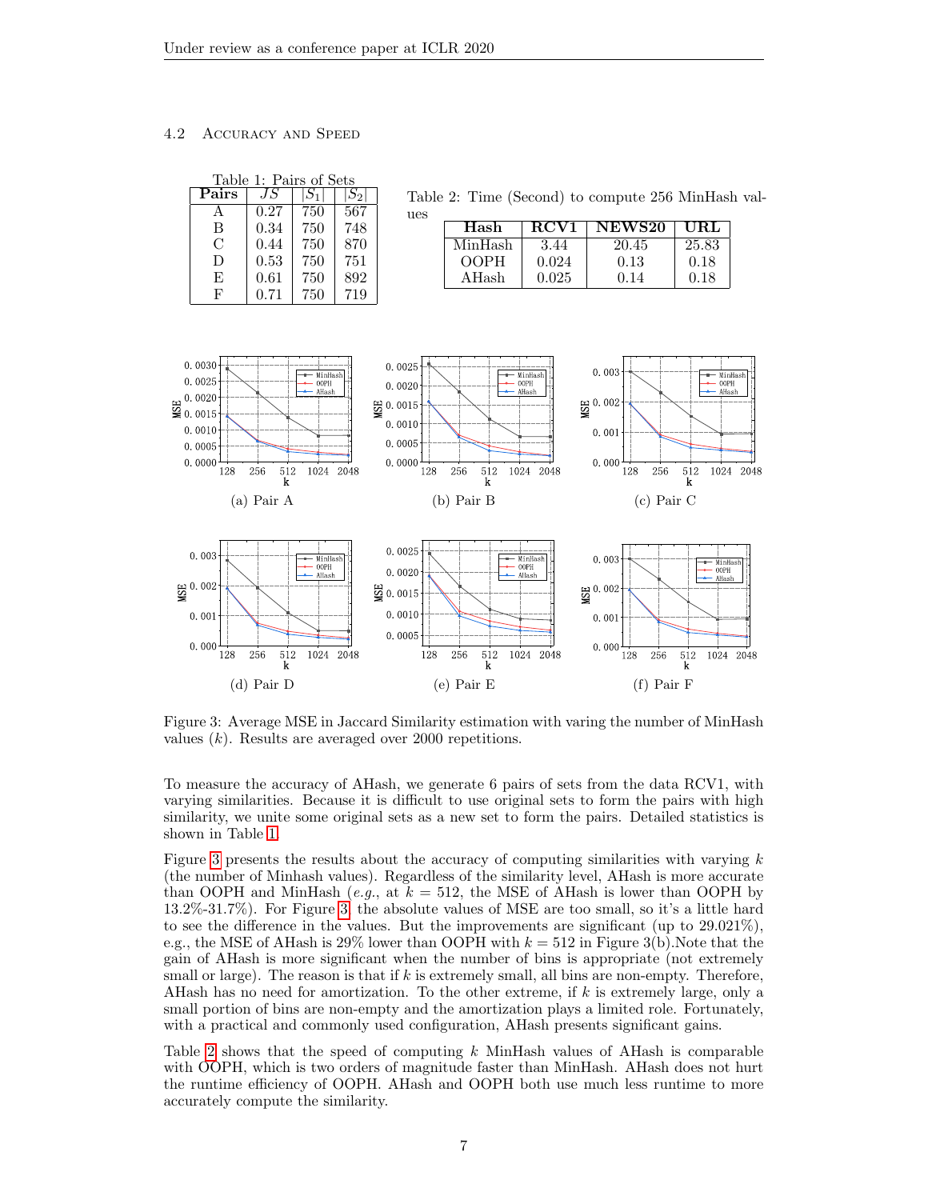### 4.2 Accuracy and Speed

Table 1: Pairs of Sets

| Pairs | $JS$ | $\|S_1\|$ | $\|S_2\|$ |
|---|---|---|---|
| A | 0.27 | 750 | 567 |
| B | 0.34 | 750 | 748 |
| C | 0.44 | 750 | 870 |
| D | 0.53 | 750 | 751 |
| E | 0.61 | 750 | 892 |
| F | 0.71 | 750 | 719 |

Table 2: Time (Second) to compute 256 MinHash values

| Hash | RCV1 | NEWS20 | URL |
|---|---|---|---|
| MinHash | 3.44 | 20.45 | 25.83 |
| OOPH | 0.024 | 0.13 | 0.18 |
| AHash | 0.025 | 0.14 | 0.18 |

(a) Pair A (b) Pair B (c) Pair C

(d) Pair D (e) Pair E (f) Pair F

Figure 3: Average MSE in Jaccard Similarity estimation with varing the number of MinHash values ($k$). Results are averaged over 2000 repetitions.

To measure the accuracy of AHash, we generate 6 pairs of sets from the data RCV1, with varying similarities. Because it is difficult to use original sets to form the pairs with high similarity, we unite some original sets as a new set to form the pairs. Detailed statistics is shown in Table 1.

Figure 3 presents the results about the accuracy of computing similarities with varying $k$ (the number of Minhash values). Regardless of the similarity level, AHash is more accurate than OOPH and MinHash (*e.g.*, at $k = 512$, the MSE of AHash is lower than OOPH by 13.2%-31.7%). For Figure 3, the absolute values of MSE are too small, so it's a little hard to see the difference in the values. But the improvements are significant (up to 29.021%), e.g., the MSE of AHash is 29% lower than OOPH with $k = 512$ in Figure 3(b).Note that the gain of AHash is more significant when the number of bins is appropriate (not extremely small or large). The reason is that if $k$ is extremely small, all bins are non-empty. Therefore, AHash has no need for amortization. To the other extreme, if $k$ is extremely large, only a small portion of bins are non-empty and the amortization plays a limited role. Fortunately, with a practical and commonly used configuration, AHash presents significant gains.

Table 2 shows that the speed of computing $k$ MinHash values of AHash is comparable with OOPH, which is two orders of magnitude faster than MinHash. AHash does not hurt the runtime efficiency of OOPH. AHash and OOPH both use much less runtime to more accurately compute the similarity.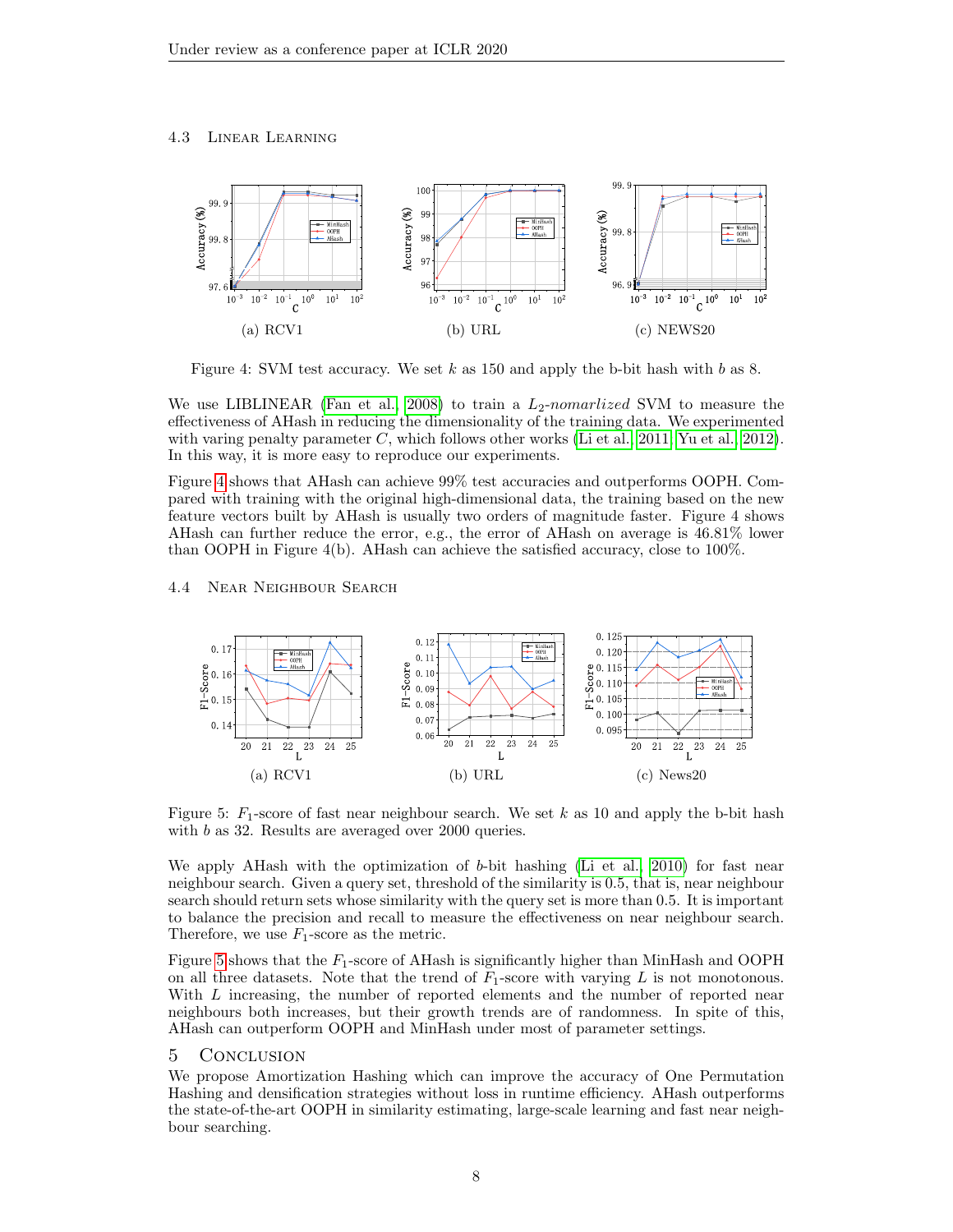### 4.3 Linear Learning

(a) RCV1

(b) URL

(c) NEWS20

Figure 4: SVM test accuracy. We set $k$ as 150 and apply the b-bit hash with $b$ as 8.

We use LIBLINEAR (Fan et al., 2008) to train a $L_2$-*nomarlized* SVM to measure the effectiveness of AHash in reducing the dimensionality of the training data. We experimented with varing penalty parameter $C$, which follows other works (Li et al., 2011; Yu et al., 2012). In this way, it is more easy to reproduce our experiments.

Figure 4 shows that AHash can achieve 99% test accuracies and outperforms OOPH. Compared with training with the original high-dimensional data, the training based on the new feature vectors built by AHash is usually two orders of magnitude faster. Figure 4 shows AHash can further reduce the error, e.g., the error of AHash on average is 46.81% lower than OOPH in Figure 4(b). AHash can achieve the satisfied accuracy, close to 100%.

### 4.4 Near Neighbour Search

(a) RCV1

(b) URL

(c) News20

Figure 5: $F_1$-score of fast near neighbour search. We set $k$ as 10 and apply the b-bit hash with $b$ as 32. Results are averaged over 2000 queries.

We apply AHash with the optimization of $b$-bit hashing (Li et al., 2010) for fast near neighbour search. Given a query set, threshold of the similarity is 0.5, that is, near neighbour search should return sets whose similarity with the query set is more than 0.5. It is important to balance the precision and recall to measure the effectiveness on near neighbour search. Therefore, we use $F_1$-score as the metric.

Figure 5 shows that the $F_1$-score of AHash is significantly higher than MinHash and OOPH on all three datasets. Note that the trend of $F_1$-score with varying $L$ is not monotonous. With $L$ increasing, the number of reported elements and the number of reported near neighbours both increases, but their growth trends are of randomness. In spite of this, AHash can outperform OOPH and MinHash under most of parameter settings.

## 5 Conclusion

We propose Amortization Hashing which can improve the accuracy of One Permutation Hashing and densification strategies without loss in runtime efficiency. AHash outperforms the state-of-the-art OOPH in similarity estimating, large-scale learning and fast near neighbour searching.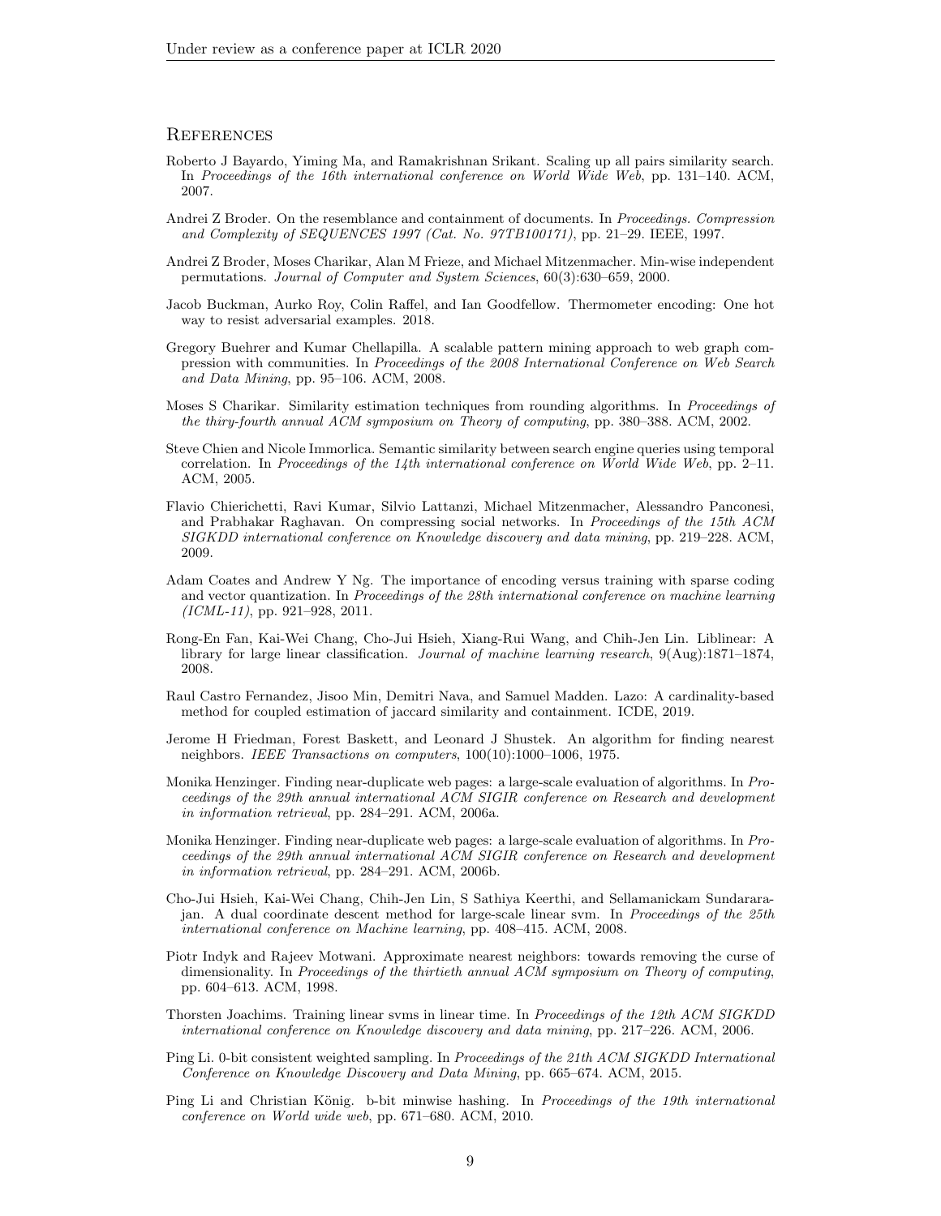## References

Roberto J Bayardo, Yiming Ma, and Ramakrishnan Srikant. Scaling up all pairs similarity search. In *Proceedings of the 16th international conference on World Wide Web*, pp. 131–140. ACM, 2007.

Andrei Z Broder. On the resemblance and containment of documents. In *Proceedings. Compression and Complexity of SEQUENCES 1997 (Cat. No. 97TB100171)*, pp. 21–29. IEEE, 1997.

Andrei Z Broder, Moses Charikar, Alan M Frieze, and Michael Mitzenmacher. Min-wise independent permutations. *Journal of Computer and System Sciences*, 60(3):630–659, 2000.

Jacob Buckman, Aurko Roy, Colin Raffel, and Ian Goodfellow. Thermometer encoding: One hot way to resist adversarial examples. 2018.

Gregory Buehrer and Kumar Chellapilla. A scalable pattern mining approach to web graph compression with communities. In *Proceedings of the 2008 International Conference on Web Search and Data Mining*, pp. 95–106. ACM, 2008.

Moses S Charikar. Similarity estimation techniques from rounding algorithms. In *Proceedings of the thiry-fourth annual ACM symposium on Theory of computing*, pp. 380–388. ACM, 2002.

Steve Chien and Nicole Immorlica. Semantic similarity between search engine queries using temporal correlation. In *Proceedings of the 14th international conference on World Wide Web*, pp. 2–11. ACM, 2005.

Flavio Chierichetti, Ravi Kumar, Silvio Lattanzi, Michael Mitzenmacher, Alessandro Panconesi, and Prabhakar Raghavan. On compressing social networks. In *Proceedings of the 15th ACM SIGKDD international conference on Knowledge discovery and data mining*, pp. 219–228. ACM, 2009.

Adam Coates and Andrew Y Ng. The importance of encoding versus training with sparse coding and vector quantization. In *Proceedings of the 28th international conference on machine learning (ICML-11)*, pp. 921–928, 2011.

Rong-En Fan, Kai-Wei Chang, Cho-Jui Hsieh, Xiang-Rui Wang, and Chih-Jen Lin. Liblinear: A library for large linear classification. *Journal of machine learning research*, 9(Aug):1871–1874, 2008.

Raul Castro Fernandez, Jisoo Min, Demitri Nava, and Samuel Madden. Lazo: A cardinality-based method for coupled estimation of jaccard similarity and containment. ICDE, 2019.

Jerome H Friedman, Forest Baskett, and Leonard J Shustek. An algorithm for finding nearest neighbors. *IEEE Transactions on computers*, 100(10):1000–1006, 1975.

Monika Henzinger. Finding near-duplicate web pages: a large-scale evaluation of algorithms. In *Proceedings of the 29th annual international ACM SIGIR conference on Research and development in information retrieval*, pp. 284–291. ACM, 2006a.

Monika Henzinger. Finding near-duplicate web pages: a large-scale evaluation of algorithms. In *Proceedings of the 29th annual international ACM SIGIR conference on Research and development in information retrieval*, pp. 284–291. ACM, 2006b.

Cho-Jui Hsieh, Kai-Wei Chang, Chih-Jen Lin, S Sathiya Keerthi, and Sellamanickam Sundararajan. A dual coordinate descent method for large-scale linear svm. In *Proceedings of the 25th international conference on Machine learning*, pp. 408–415. ACM, 2008.

Piotr Indyk and Rajeev Motwani. Approximate nearest neighbors: towards removing the curse of dimensionality. In *Proceedings of the thirtieth annual ACM symposium on Theory of computing*, pp. 604–613. ACM, 1998.

Thorsten Joachims. Training linear svms in linear time. In *Proceedings of the 12th ACM SIGKDD international conference on Knowledge discovery and data mining*, pp. 217–226. ACM, 2006.

Ping Li. 0-bit consistent weighted sampling. In *Proceedings of the 21th ACM SIGKDD International Conference on Knowledge Discovery and Data Mining*, pp. 665–674. ACM, 2015.

Ping Li and Christian König. b-bit minwise hashing. In *Proceedings of the 19th international conference on World wide web*, pp. 671–680. ACM, 2010.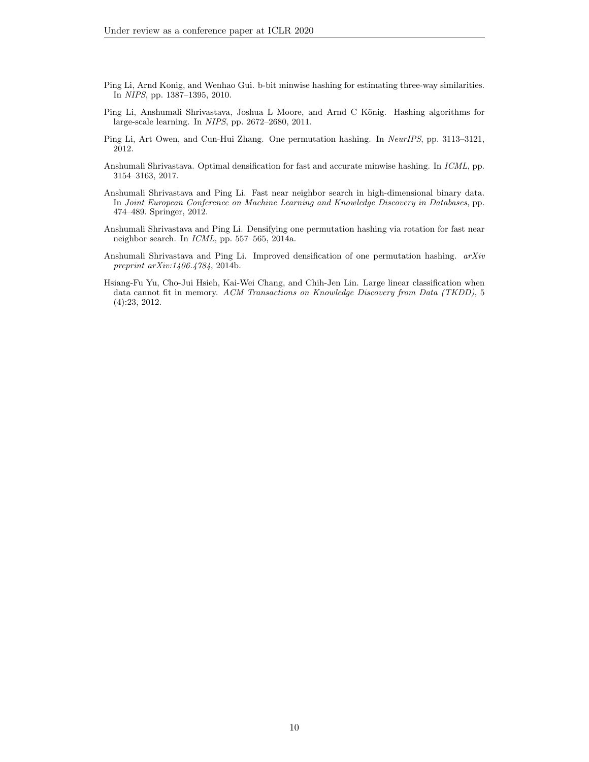Ping Li, Arnd Konig, and Wenhao Gui. b-bit minwise hashing for estimating three-way similarities. In *NIPS*, pp. 1387–1395, 2010.

Ping Li, Anshumali Shrivastava, Joshua L Moore, and Arnd C König. Hashing algorithms for large-scale learning. In *NIPS*, pp. 2672–2680, 2011.

Ping Li, Art Owen, and Cun-Hui Zhang. One permutation hashing. In *NeurIPS*, pp. 3113–3121, 2012.

Anshumali Shrivastava. Optimal densification for fast and accurate minwise hashing. In *ICML*, pp. 3154–3163, 2017.

Anshumali Shrivastava and Ping Li. Fast near neighbor search in high-dimensional binary data. In *Joint European Conference on Machine Learning and Knowledge Discovery in Databases*, pp. 474–489. Springer, 2012.

Anshumali Shrivastava and Ping Li. Densifying one permutation hashing via rotation for fast near neighbor search. In *ICML*, pp. 557–565, 2014a.

Anshumali Shrivastava and Ping Li. Improved densification of one permutation hashing. *arXiv preprint arXiv:1406.4784*, 2014b.

Hsiang-Fu Yu, Cho-Jui Hsieh, Kai-Wei Chang, and Chih-Jen Lin. Large linear classification when data cannot fit in memory. *ACM Transactions on Knowledge Discovery from Data (TKDD)*, 5 (4):23, 2012.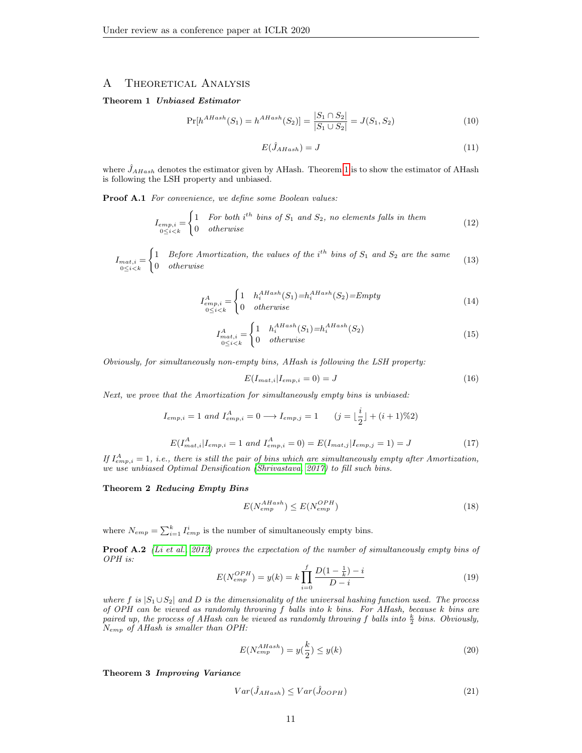## A Theoretical Analysis

**Theorem 1** ***Unbiased Estimator***

$$\Pr[h^{AHash}(S_1) = h^{AHash}(S_2)] = \frac{|S_1 \cap S_2|}{|S_1 \cup S_2|} = J(S_1, S_2) \tag{10}$$

$$E(\hat{J}_{AHash}) = J \tag{11}$$

where $\hat{J}_{AHash}$ denotes the estimator given by AHash. Theorem 1 is to show the estimator of AHash is following the LSH property and unbiased.

**Proof A.1** *For convenience, we define some Boolean values:*

$$\underset{0 \le i < k}{I_{emp,i}} = \begin{cases} 1 & \textit{For both } i^{th} \textit{ bins of } S_1 \textit{ and } S_2\textit{, no elements falls in them} \\ 0 & \textit{otherwise} \end{cases} \tag{12}$$

$$\underset{0 \le i < k}{I_{mat,i}} = \begin{cases} 1 & \textit{Before Amortization, the values of the } i^{th} \textit{ bins of } S_1 \textit{ and } S_2 \textit{ are the same} \\ 0 & \textit{otherwise} \end{cases} \tag{13}$$

$$\underset{0 \le i < k}{I^{A}_{emp,i}} = \begin{cases} 1 & h_i^{AHash}(S_1){=}h_i^{AHash}(S_2){=}Empty \\ 0 & otherwise \end{cases} \tag{14}$$

$$\underset{0 \le i < k}{I^{A}_{mat,i}} = \begin{cases} 1 & h_i^{AHash}(S_1){=}h_i^{AHash}(S_2) \\ 0 & otherwise \end{cases} \tag{15}$$

*Obviously, for simultaneously non-empty bins, AHash is following the LSH property:*

$$E(I_{mat,i} | I_{emp,i} = 0) = J \tag{16}$$

*Next, we prove that the Amortization for simultaneously empty bins is unbiased:*

$$I_{emp,i} = 1 \textit{ and } I^{A}_{emp,i} = 0 \longrightarrow I_{emp,j} = 1 \qquad (j = \lfloor \frac{i}{2} \rfloor + (i+1)\%2)$$

$$E(I^{A}_{mat,i} | I_{emp,i} = 1 \textit{ and } I^{A}_{emp,i} = 0) = E(I_{mat,j} | I_{emp,j} = 1) = J \tag{17}$$

*If $I^{A}_{emp,i} = 1$, i.e., there is still the pair of bins which are simultaneously empty after Amortization, we use unbiased Optimal Densification (Shrivastava, 2017) to fill such bins.*

**Theorem 2** ***Reducing Empty Bins***

$$E(N_{emp}^{AHash}) \le E(N_{emp}^{OPH}) \tag{18}$$

where $N_{emp} = \sum_{i=1}^{k} I_{emp}^{i}$ is the number of simultaneously empty bins.

**Proof A.2** *(Li et al., 2012) proves the expectation of the number of simultaneously empty bins of OPH is:*

$$E(N_{emp}^{OPH}) = y(k) = k \prod_{i=0}^{f} \frac{D(1 - \frac{1}{k}) - i}{D - i} \tag{19}$$

*where $f$ is $|S_1 \cup S_2|$ and $D$ is the dimensionality of the universal hashing function used. The process of OPH can be viewed as randomly throwing $f$ balls into $k$ bins. For AHash, because $k$ bins are paired up, the process of AHash can be viewed as randomly throwing $f$ balls into $\frac{k}{2}$ bins. Obviously, $N_{emp}$ of AHash is smaller than OPH:*

$$E(N_{emp}^{AHash}) = y(\frac{k}{2}) \le y(k) \tag{20}$$

**Theorem 3** ***Improving Variance***

$$Var(\hat{J}_{AHash}) \le Var(\hat{J}_{OOPH}) \tag{21}$$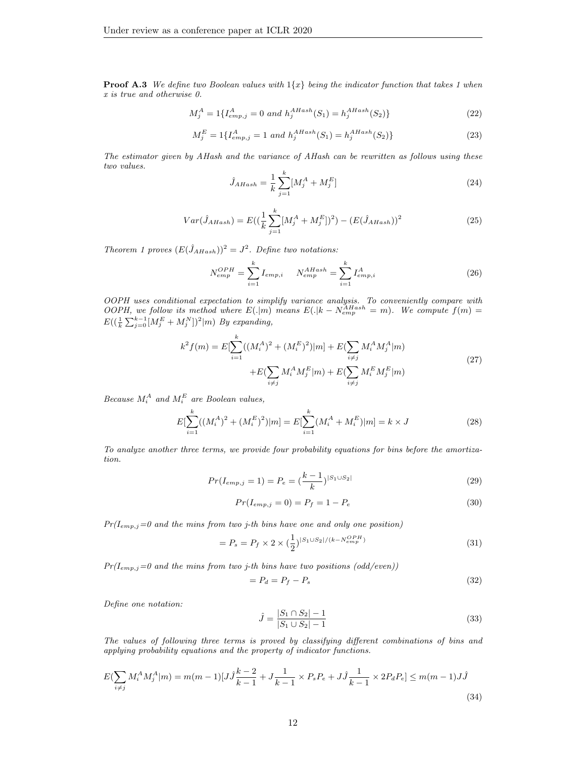**Proof A.3** *We define two Boolean values with $1\{x\}$ being the indicator function that takes 1 when $x$ is true and otherwise 0.*

$$M_j^A = 1\{I_{emp,j}^A = 0 \text{ and } h_j^{AHash}(S_1) = h_j^{AHash}(S_2)\} \tag{22}$$

$$M_j^E = 1\{I_{emp,j}^A = 1 \text{ and } h_j^{AHash}(S_1) = h_j^{AHash}(S_2)\} \tag{23}$$

*The estimator given by AHash and the variance of AHash can be rewritten as follows using these two values.*

$$\hat{J}_{AHash} = \frac{1}{k}\sum_{j=1}^{k}[M_j^A + M_j^E] \tag{24}$$

$$Var(\hat{J}_{AHash}) = E((\frac{1}{k}\sum_{j=1}^{k}[M_j^A + M_j^E])^2) - (E(\hat{J}_{AHash}))^2 \tag{25}$$

*Theorem 1 proves $(E(\hat{J}_{AHash}))^2 = J^2$. Define two notations:*

$$N_{emp}^{OPH} = \sum_{i=1}^{k} I_{emp,i} \qquad N_{emp}^{AHash} = \sum_{i=1}^{k} I_{emp,i}^A \tag{26}$$

*OOPH uses conditional expectation to simplify variance analysis. To conveniently compare with OOPH, we follow its method where $E(.|m)$ means $E(.|k - N_{emp}^{AHash} = m)$. We compute $f(m) = E((\frac{1}{k}\sum_{j=0}^{k-1}[M_j^E + M_j^N])^2|m)$ By expanding,*

$$\begin{aligned} k^2 f(m) = E[\sum_{i=1}^{k}((M_i^A)^2 + (M_i^E)^2)|m] + E(\sum_{i\neq j} M_i^A M_j^A|m) \\ + E(\sum_{i\neq j} M_i^A M_j^E|m) + E(\sum_{i\neq j} M_i^E M_j^E|m) \end{aligned} \tag{27}$$

*Because $M_i^A$ and $M_i^E$ are Boolean values,*

$$E[\sum_{i=1}^{k}((M_i^A)^2 + (M_i^E)^2)|m] = E[\sum_{i=1}^{k}(M_i^A + M_i^E)|m] = k \times J \tag{28}$$

*To analyze another three terms, we provide four probability equations for bins before the amortization.*

$$Pr(I_{emp,j} = 1) = P_e = (\frac{k-1}{k})^{|S_1 \cup S_2|} \tag{29}$$

$$Pr(I_{emp,j} = 0) = P_f = 1 - P_e \tag{30}$$

*$Pr(I_{emp,j}=0$ and the mins from two j-th bins have one and only one position)*

$$= P_s = P_f \times 2 \times (\frac{1}{2})^{|S_1 \cup S_2|/(k - N_{emp}^{OPH})} \tag{31}$$

*$Pr(I_{emp,j}=0$ and the mins from two j-th bins have two positions (odd/even))*

$$= P_d = P_f - P_s \tag{32}$$

*Define one notation:*

$$\hat{J} = \frac{|S_1 \cap S_2| - 1}{|S_1 \cup S_2| - 1} \tag{33}$$

*The values of following three terms is proved by classifying different combinations of bins and applying probability equations and the property of indicator functions.*

$$E(\sum_{i\neq j} M_i^A M_j^A|m) = m(m-1)[J\hat{J}\frac{k-2}{k-1} + J\frac{1}{k-1} \times P_s P_e + J\hat{J}\frac{1}{k-1} \times 2P_d P_e] \leq m(m-1)J\hat{J} \tag{34}$$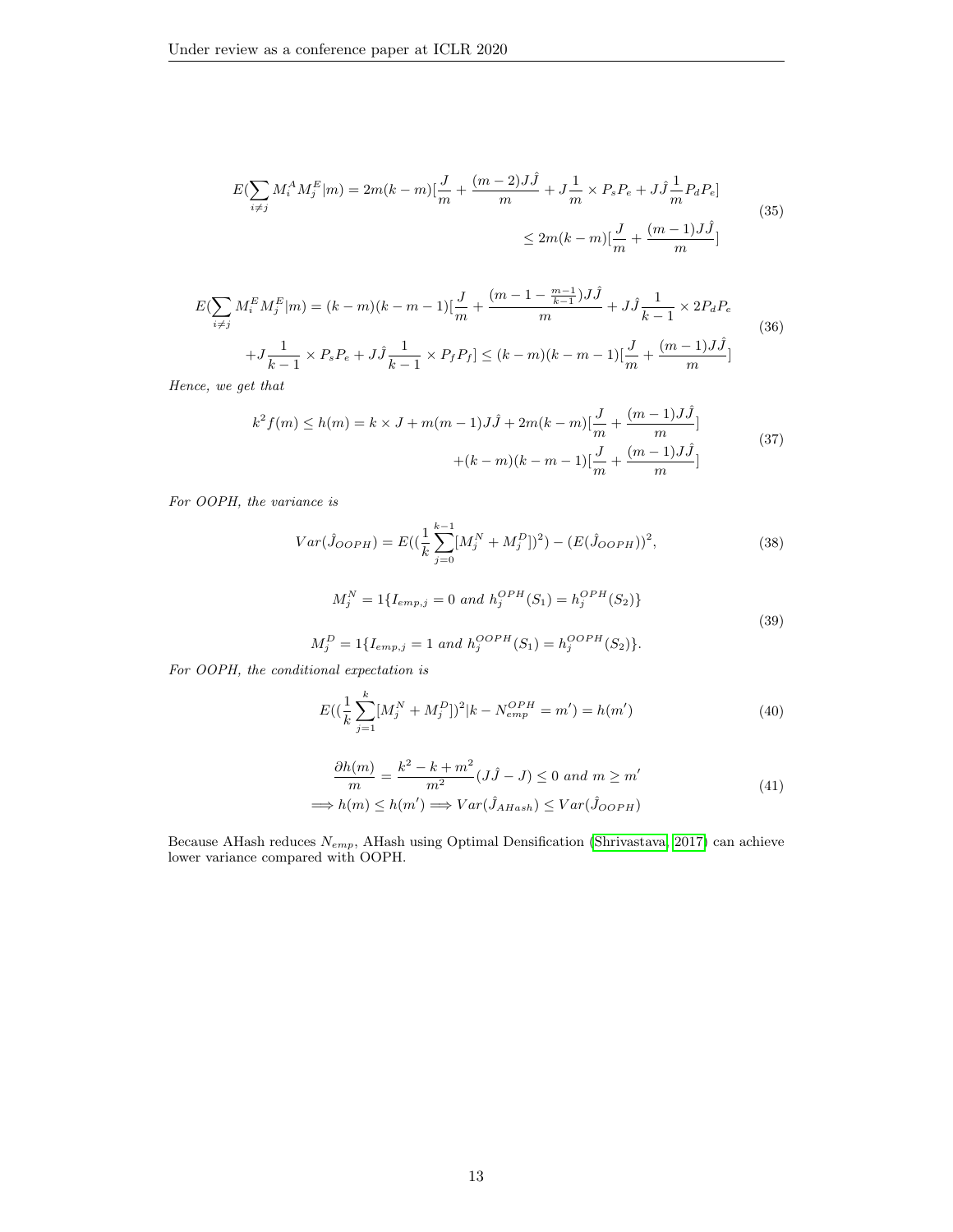$$E(\sum_{i\neq j} M_i^A M_j^E|m) = 2m(k-m)[\frac{J}{m} + \frac{(m-2)J\hat{J}}{m} + J\frac{1}{m}\times P_sP_e + J\hat{J}\frac{1}{m}P_dP_e]$$
$$\leq 2m(k-m)[\frac{J}{m} + \frac{(m-1)J\hat{J}}{m}] \tag{35}$$

$$E(\sum_{i\neq j} M_i^E M_j^E|m) = (k-m)(k-m-1)[\frac{J}{m} + \frac{(m-1-\frac{m-1}{k-1})J\hat{J}}{m} + J\hat{J}\frac{1}{k-1}\times 2P_dP_e$$
$$+J\frac{1}{k-1}\times P_sP_e + J\hat{J}\frac{1}{k-1}\times P_fP_f] \leq (k-m)(k-m-1)[\frac{J}{m} + \frac{(m-1)J\hat{J}}{m}] \tag{36}$$

*Hence, we get that*

$$k^2 f(m) \leq h(m) = k\times J + m(m-1)J\hat{J} + 2m(k-m)[\frac{J}{m} + \frac{(m-1)J\hat{J}}{m}]$$
$$+(k-m)(k-m-1)[\frac{J}{m} + \frac{(m-1)J\hat{J}}{m}] \tag{37}$$

*For OOPH, the variance is*

$$Var(\hat{J}_{OOPH}) = E((\frac{1}{k}\sum_{j=0}^{k-1}[M_j^N + M_j^D])^2) - (E(\hat{J}_{OOPH}))^2, \tag{38}$$

$$M_j^N = 1\{I_{emp,j} = 0 \text{ and } h_j^{OPH}(S_1) = h_j^{OPH}(S_2)\}$$
$$M_j^D = 1\{I_{emp,j} = 1 \text{ and } h_j^{OOPH}(S_1) = h_j^{OOPH}(S_2)\}. \tag{39}$$

*For OOPH, the conditional expectation is*

$$E((\frac{1}{k}\sum_{j=1}^{k}[M_j^N + M_j^D])^2|k - N_{emp}^{OPH} = m') = h(m') \tag{40}$$

$$\frac{\partial h(m)}{m} = \frac{k^2 - k + m^2}{m^2}(J\hat{J} - J) \leq 0 \text{ and } m \geq m'$$
$$\implies h(m) \leq h(m') \implies Var(\hat{J}_{AHash}) \leq Var(\hat{J}_{OOPH}) \tag{41}$$

Because AHash reduces $N_{emp}$, AHash using Optimal Densification (Shrivastava, 2017) can achieve lower variance compared with OOPH.